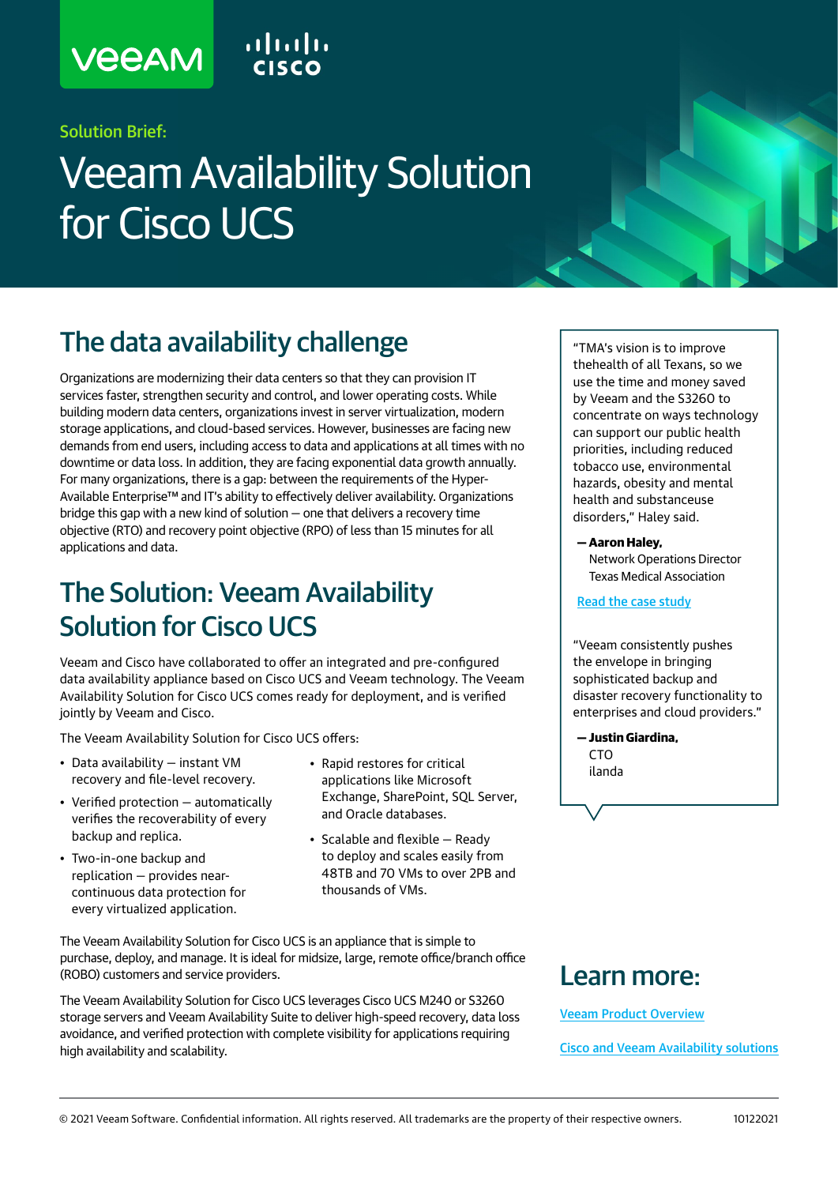Solution Brief:

# Veeam Availability Solution for Cisco UCS

## The data availability challenge

Organizations are modernizing their data centers so that they can provision IT services faster, strengthen security and control, and lower operating costs. While building modern data centers, organizations invest in server virtualization, modern storage applications, and cloud-based services. However, businesses are facing new demands from end users, including access to data and applications at all times with no downtime or data loss. In addition, they are facing exponential data growth annually. For many organizations, there is a gap: between the requirements of the Hyper-Available Enterprise™ and IT's ability to effectively deliver availability. Organizations bridge this gap with a new kind of solution — one that delivers a recovery time objective (RTO) and recovery point objective (RPO) of less than 15 minutes for all applications and data.

## The Solution: Veeam Availability Solution for Cisco UCS

Veeam and Cisco have collaborated to offer an integrated and pre-configured data availability appliance based on Cisco UCS and Veeam technology. The Veeam Availability Solution for Cisco UCS comes ready for deployment, and is verified jointly by Veeam and Cisco.

The Veeam Availability Solution for Cisco UCS offers:

- Data availability — instant VM recovery and file-level recovery.
- Verified protection — automatically verifies the recoverability of every backup and replica.
- Two-in-one backup and replication — provides near-continuous data protection for every virtualized application.
- Rapid restores for critical applications like Microsoft Exchange, SharePoint, SQL Server, and Oracle databases.
- Scalable and flexible — Ready to deploy and scales easily from 48TB and 70 VMs to over 2PB and thousands of VMs.

The Veeam Availability Solution for Cisco UCS is an appliance that is simple to purchase, deploy, and manage. It is ideal for midsize, large, remote office/branch office (ROBO) customers and service providers.

The Veeam Availability Solution for Cisco UCS leverages Cisco UCS M240 or S3260 storage servers and Veeam Availability Suite to deliver high-speed recovery, data loss avoidance, and verified protection with complete visibility for applications requiring high availability and scalability.

"TMA's vision is to improve thehealth of all Texans, so we use the time and money saved by Veeam and the S3260 to concentrate on ways technology can support our public health priorities, including reduced tobacco use, environmental hazards, obesity and mental health and substanceuse disorders," Haley said.

— **Aaron Haley,**
Network Operations Director
Texas Medical Association

Read the case study

"Veeam consistently pushes the envelope in bringing sophisticated backup and disaster recovery functionality to enterprises and cloud providers."

— **Justin Giardina,**
CTO
iland

## Learn more:

Veeam Product Overview

Cisco and Veeam Availability solutions

© 2021 Veeam Software. Confidential information. All rights reserved. All trademarks are the property of their respective owners. 10122021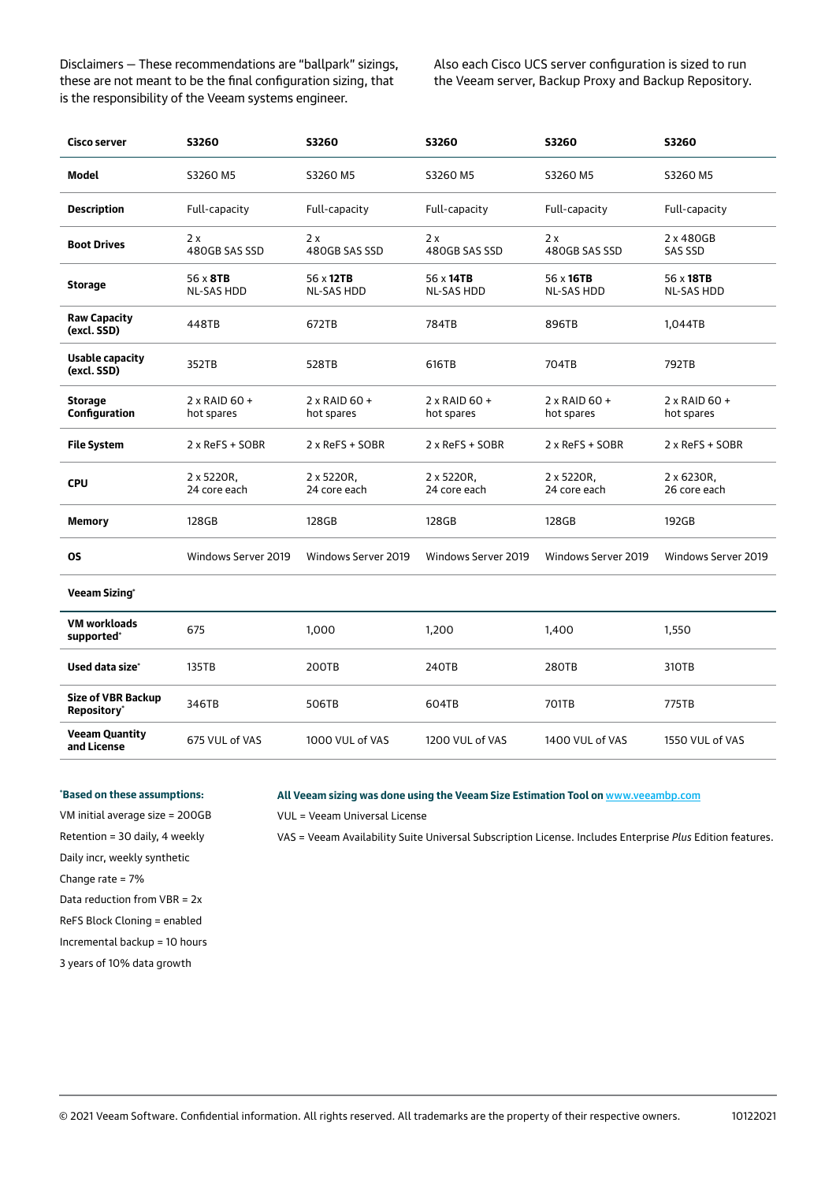Disclaimers — These recommendations are "ballpark" sizings, these are not meant to be the final configuration sizing, that is the responsibility of the Veeam systems engineer.

Also each Cisco UCS server configuration is sized to run the Veeam server, Backup Proxy and Backup Repository.

| Cisco server | S3260 | S3260 | S3260 | S3260 | S3260 |
|---|---|---|---|---|---|
| **Model** | S3260 M5 | S3260 M5 | S3260 M5 | S3260 M5 | S3260 M5 |
| **Description** | Full-capacity | Full-capacity | Full-capacity | Full-capacity | Full-capacity |
| **Boot Drives** | 2 x 480GB SAS SSD | 2 x 480GB SAS SSD | 2 x 480GB SAS SSD | 2 x 480GB SAS SSD | 2 x 480GB SAS SSD |
| **Storage** | 56 x **8TB** NL-SAS HDD | 56 x **12TB** NL-SAS HDD | 56 x **14TB** NL-SAS HDD | 56 x **16TB** NL-SAS HDD | 56 x **18TB** NL-SAS HDD |
| **Raw Capacity (excl. SSD)** | 448TB | 672TB | 784TB | 896TB | 1,044TB |
| **Usable capacity (excl. SSD)** | 352TB | 528TB | 616TB | 704TB | 792TB |
| **Storage Configuration** | 2 x RAID 60 + hot spares | 2 x RAID 60 + hot spares | 2 x RAID 60 + hot spares | 2 x RAID 60 + hot spares | 2 x RAID 60 + hot spares |
| **File System** | 2 x ReFS + SOBR | 2 x ReFS + SOBR | 2 x ReFS + SOBR | 2 x ReFS + SOBR | 2 x ReFS + SOBR |
| **CPU** | 2 x 5220R, 24 core each | 2 x 5220R, 24 core each | 2 x 5220R, 24 core each | 2 x 5220R, 24 core each | 2 x 6230R, 26 core each |
| **Memory** | 128GB | 128GB | 128GB | 128GB | 192GB |
| **OS** | Windows Server 2019 | Windows Server 2019 | Windows Server 2019 | Windows Server 2019 | Windows Server 2019 |
| **Veeam Sizing*** | | | | | |
| **VM workloads supported*** | 675 | 1,000 | 1,200 | 1,400 | 1,550 |
| **Used data size*** | 135TB | 200TB | 240TB | 280TB | 310TB |
| **Size of VBR Backup Repository*** | 346TB | 506TB | 604TB | 701TB | 775TB |
| **Veeam Quantity and License** | 675 VUL of VAS | 1000 VUL of VAS | 1200 VUL of VAS | 1400 VUL of VAS | 1550 VUL of VAS |

**\*Based on these assumptions:**

VM initial average size = 200GB

Retention = 30 daily, 4 weekly

Daily incr, weekly synthetic

Change rate = 7%

Data reduction from VBR = 2x

ReFS Block Cloning = enabled

Incremental backup = 10 hours

3 years of 10% data growth

**All Veeam sizing was done using the Veeam Size Estimation Tool on www.veeambp.com**

VUL = Veeam Universal License

VAS = Veeam Availability Suite Universal Subscription License. Includes Enterprise *Plus* Edition features.

© 2021 Veeam Software. Confidential information. All rights reserved. All trademarks are the property of their respective owners. 10122021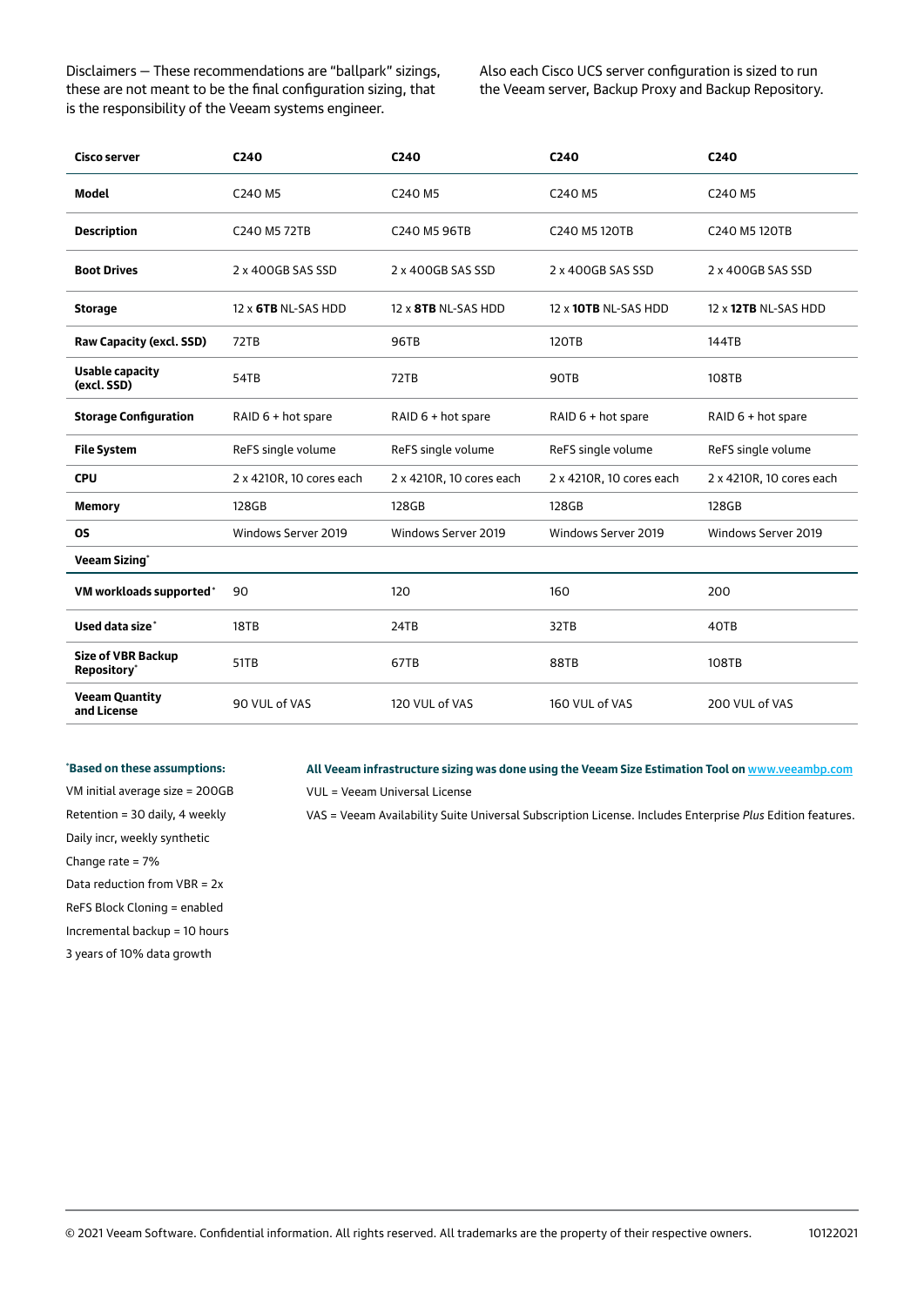Disclaimers — These recommendations are "ballpark" sizings, these are not meant to be the final configuration sizing, that is the responsibility of the Veeam systems engineer.

Also each Cisco UCS server configuration is sized to run the Veeam server, Backup Proxy and Backup Repository.

| **Cisco server** | **C240** | **C240** | **C240** | **C240** |
|---|---|---|---|---|
| **Model** | C240 M5 | C240 M5 | C240 M5 | C240 M5 |
| **Description** | C240 M5 72TB | C240 M5 96TB | C240 M5 120TB | C240 M5 120TB |
| **Boot Drives** | 2 x 400GB SAS SSD | 2 x 400GB SAS SSD | 2 x 400GB SAS SSD | 2 x 400GB SAS SSD |
| **Storage** | 12 x **6TB** NL-SAS HDD | 12 x **8TB** NL-SAS HDD | 12 x **10TB** NL-SAS HDD | 12 x **12TB** NL-SAS HDD |
| **Raw Capacity (excl. SSD)** | 72TB | 96TB | 120TB | 144TB |
| **Usable capacity (excl. SSD)** | 54TB | 72TB | 90TB | 108TB |
| **Storage Configuration** | RAID 6 + hot spare | RAID 6 + hot spare | RAID 6 + hot spare | RAID 6 + hot spare |
| **File System** | ReFS single volume | ReFS single volume | ReFS single volume | ReFS single volume |
| **CPU** | 2 x 4210R, 10 cores each | 2 x 4210R, 10 cores each | 2 x 4210R, 10 cores each | 2 x 4210R, 10 cores each |
| **Memory** | 128GB | 128GB | 128GB | 128GB |
| **OS** | Windows Server 2019 | Windows Server 2019 | Windows Server 2019 | Windows Server 2019 |
| **Veeam Sizing*** | | | | |
| **VM workloads supported*** | 90 | 120 | 160 | 200 |
| **Used data size*** | 18TB | 24TB | 32TB | 40TB |
| **Size of VBR Backup Repository*** | 51TB | 67TB | 88TB | 108TB |
| **Veeam Quantity and License** | 90 VUL of VAS | 120 VUL of VAS | 160 VUL of VAS | 200 VUL of VAS |

***Based on these assumptions:**

VM initial average size = 200GB

Retention = 30 daily, 4 weekly

Daily incr, weekly synthetic

Change rate = 7%

Data reduction from VBR = 2x

ReFS Block Cloning = enabled

Incremental backup = 10 hours

3 years of 10% data growth

**All Veeam infrastructure sizing was done using the Veeam Size Estimation Tool on** www.veeambp.com

VUL = Veeam Universal License

VAS = Veeam Availability Suite Universal Subscription License. Includes Enterprise *Plus* Edition features.

© 2021 Veeam Software. Confidential information. All rights reserved. All trademarks are the property of their respective owners. 10122021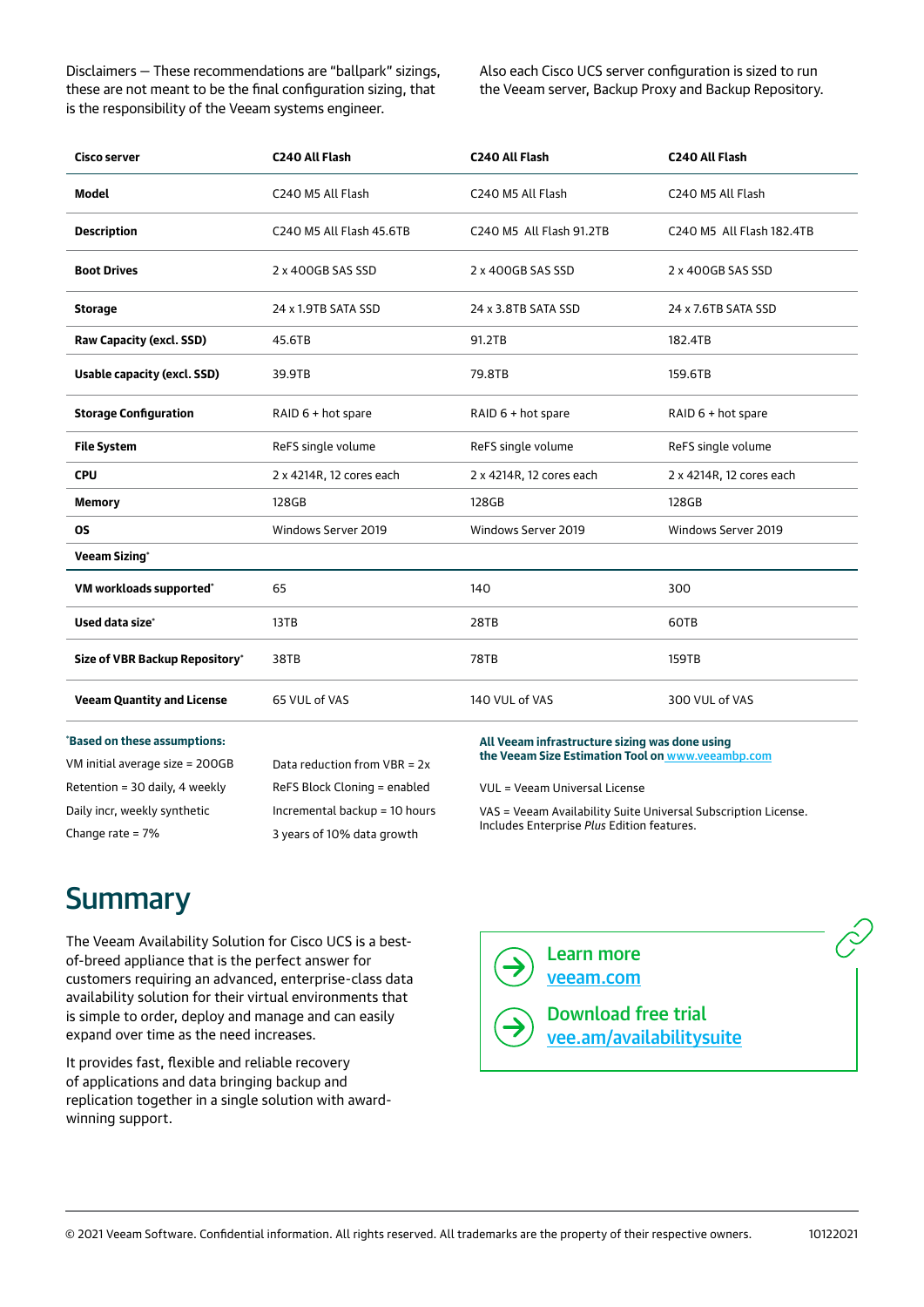Disclaimers — These recommendations are "ballpark" sizings, these are not meant to be the final configuration sizing, that is the responsibility of the Veeam systems engineer.

Also each Cisco UCS server configuration is sized to run the Veeam server, Backup Proxy and Backup Repository.

| Cisco server | C240 All Flash | C240 All Flash | C240 All Flash |
|---|---|---|---|
| **Model** | C240 M5 All Flash | C240 M5 All Flash | C240 M5 All Flash |
| **Description** | C240 M5 All Flash 45.6TB | C240 M5 All Flash 91.2TB | C240 M5 All Flash 182.4TB |
| **Boot Drives** | 2 x 400GB SAS SSD | 2 x 400GB SAS SSD | 2 x 400GB SAS SSD |
| **Storage** | 24 x 1.9TB SATA SSD | 24 x 3.8TB SATA SSD | 24 x 7.6TB SATA SSD |
| **Raw Capacity (excl. SSD)** | 45.6TB | 91.2TB | 182.4TB |
| **Usable capacity (excl. SSD)** | 39.9TB | 79.8TB | 159.6TB |
| **Storage Configuration** | RAID 6 + hot spare | RAID 6 + hot spare | RAID 6 + hot spare |
| **File System** | ReFS single volume | ReFS single volume | ReFS single volume |
| **CPU** | 2 x 4214R, 12 cores each | 2 x 4214R, 12 cores each | 2 x 4214R, 12 cores each |
| **Memory** | 128GB | 128GB | 128GB |
| **OS** | Windows Server 2019 | Windows Server 2019 | Windows Server 2019 |
| **Veeam Sizing*** | | | |
| **VM workloads supported*** | 65 | 140 | 300 |
| **Used data size*** | 13TB | 28TB | 60TB |
| **Size of VBR Backup Repository*** | 38TB | 78TB | 159TB |
| **Veeam Quantity and License** | 65 VUL of VAS | 140 VUL of VAS | 300 VUL of VAS |

**\*Based on these assumptions:**

| | |
|---|---|
| VM initial average size = 200GB | Data reduction from VBR = 2x |
| Retention = 30 daily, 4 weekly | ReFS Block Cloning = enabled |
| Daily incr, weekly synthetic | Incremental backup = 10 hours |
| Change rate = 7% | 3 years of 10% data growth |

**All Veeam infrastructure sizing was done using the Veeam Size Estimation Tool on** www.veeambp.com

VUL = Veeam Universal License

VAS = Veeam Availability Suite Universal Subscription License. Includes Enterprise *Plus* Edition features.

# Summary

The Veeam Availability Solution for Cisco UCS is a best-of-breed appliance that is the perfect answer for customers requiring an advanced, enterprise-class data availability solution for their virtual environments that is simple to order, deploy and manage and can easily expand over time as the need increases.

It provides fast, flexible and reliable recovery of applications and data bringing backup and replication together in a single solution with award-winning support.

**Learn more**
veeam.com

**Download free trial**
vee.am/availabilitysuite

© 2021 Veeam Software. Confidential information. All rights reserved. All trademarks are the property of their respective owners. 10122021